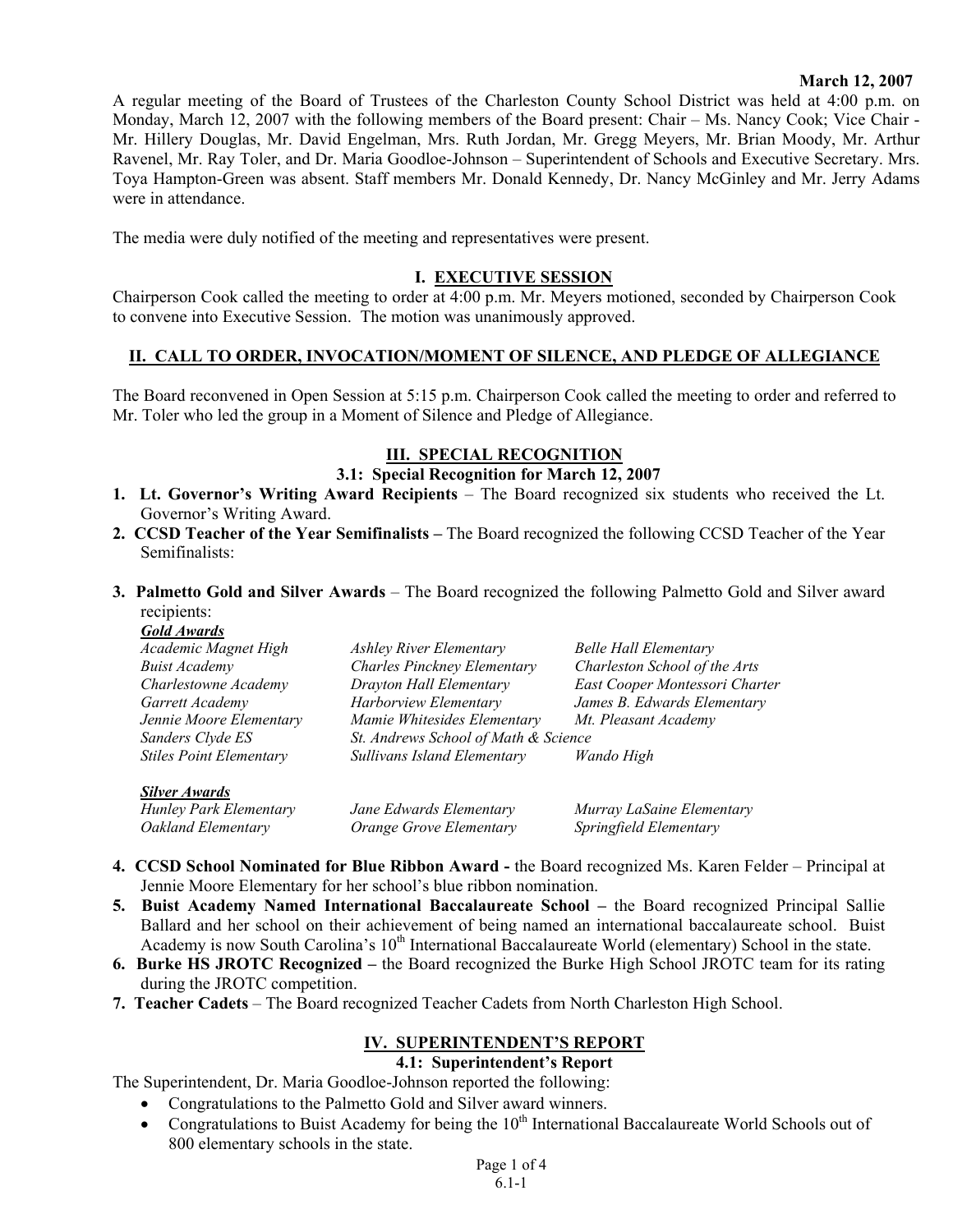**March 12, 2007**

A regular meeting of the Board of Trustees of the Charleston County School District was held at 4:00 p.m. on Monday, March 12, 2007 with the following members of the Board present: Chair – Ms. Nancy Cook; Vice Chair - Mr. Hillery Douglas, Mr. David Engelman, Mrs. Ruth Jordan, Mr. Gregg Meyers, Mr. Brian Moody, Mr. Arthur Ravenel, Mr. Ray Toler, and Dr. Maria Goodloe-Johnson – Superintendent of Schools and Executive Secretary. Mrs. Toya Hampton-Green was absent. Staff members Mr. Donald Kennedy, Dr. Nancy McGinley and Mr. Jerry Adams were in attendance.

The media were duly notified of the meeting and representatives were present.

## I. EXECUTIVE SESSION

Chairperson Cook called the meeting to order at 4:00 p.m. Mr. Meyers motioned, seconded by Chairperson Cook to convene into Executive Session. The motion was unanimously approved.

## II. CALL TO ORDER, INVOCATION/MOMENT OF SILENCE, AND PLEDGE OF ALLEGIANCE

The Board reconvened in Open Session at 5:15 p.m. Chairperson Cook called the meeting to order and referred to Mr. Toler who led the group in a Moment of Silence and Pledge of Allegiance.

## III. SPECIAL RECOGNITION

### 3.1: Special Recognition for March 12, 2007

1. **Lt. Governor's Writing Award Recipients** – The Board recognized six students who received the Lt. Governor's Writing Award.
2. **CCSD Teacher of the Year Semifinalists –** The Board recognized the following CCSD Teacher of the Year Semifinalists:
3. **Palmetto Gold and Silver Awards** – The Board recognized the following Palmetto Gold and Silver award recipients:

***Gold Awards***

*Academic Magnet High* | *Ashley River Elementary* | *Belle Hall Elementary*
*Buist Academy* | *Charles Pinckney Elementary* | *Charleston School of the Arts*
*Charlestowne Academy* | *Drayton Hall Elementary* | *East Cooper Montessori Charter*
*Garrett Academy* | *Harborview Elementary* | *James B. Edwards Elementary*
*Jennie Moore Elementary* | *Mamie Whitesides Elementary* | *Mt. Pleasant Academy*
*Sanders Clyde ES* | *St. Andrews School of Math & Science*
*Stiles Point Elementary* | *Sullivans Island Elementary* | *Wando High*

***Silver Awards***

*Hunley Park Elementary* | *Jane Edwards Elementary* | *Murray LaSaine Elementary*
*Oakland Elementary* | *Orange Grove Elementary* | *Springfield Elementary*

4. **CCSD School Nominated for Blue Ribbon Award -** the Board recognized Ms. Karen Felder – Principal at Jennie Moore Elementary for her school's blue ribbon nomination.
5. **Buist Academy Named International Baccalaureate School –** the Board recognized Principal Sallie Ballard and her school on their achievement of being named an international baccalaureate school. Buist Academy is now South Carolina's 10th International Baccalaureate World (elementary) School in the state.
6. **Burke HS JROTC Recognized –** the Board recognized the Burke High School JROTC team for its rating during the JROTC competition.
7. **Teacher Cadets** – The Board recognized Teacher Cadets from North Charleston High School.

## IV. SUPERINTENDENT'S REPORT

### 4.1: Superintendent's Report

The Superintendent, Dr. Maria Goodloe-Johnson reported the following:

- Congratulations to the Palmetto Gold and Silver award winners.
- Congratulations to Buist Academy for being the 10th International Baccalaureate World Schools out of 800 elementary schools in the state.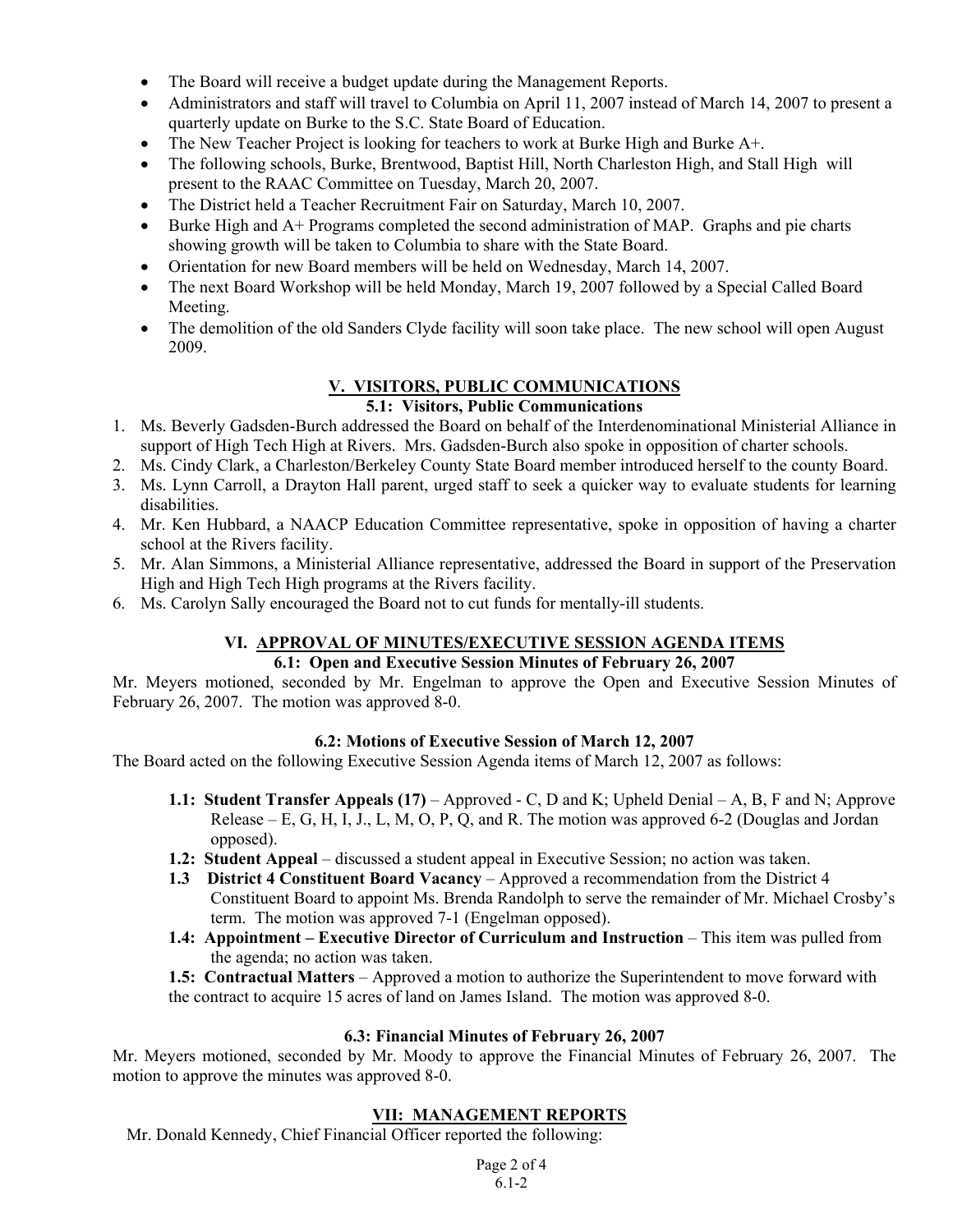- The Board will receive a budget update during the Management Reports.
- Administrators and staff will travel to Columbia on April 11, 2007 instead of March 14, 2007 to present a quarterly update on Burke to the S.C. State Board of Education.
- The New Teacher Project is looking for teachers to work at Burke High and Burke A+.
- The following schools, Burke, Brentwood, Baptist Hill, North Charleston High, and Stall High will present to the RAAC Committee on Tuesday, March 20, 2007.
- The District held a Teacher Recruitment Fair on Saturday, March 10, 2007.
- Burke High and A+ Programs completed the second administration of MAP. Graphs and pie charts showing growth will be taken to Columbia to share with the State Board.
- Orientation for new Board members will be held on Wednesday, March 14, 2007.
- The next Board Workshop will be held Monday, March 19, 2007 followed by a Special Called Board Meeting.
- The demolition of the old Sanders Clyde facility will soon take place. The new school will open August 2009.

## V. VISITORS, PUBLIC COMMUNICATIONS

### 5.1: Visitors, Public Communications

1. Ms. Beverly Gadsden-Burch addressed the Board on behalf of the Interdenominational Ministerial Alliance in support of High Tech High at Rivers. Mrs. Gadsden-Burch also spoke in opposition of charter schools.
2. Ms. Cindy Clark, a Charleston/Berkeley County State Board member introduced herself to the county Board.
3. Ms. Lynn Carroll, a Drayton Hall parent, urged staff to seek a quicker way to evaluate students for learning disabilities.
4. Mr. Ken Hubbard, a NAACP Education Committee representative, spoke in opposition of having a charter school at the Rivers facility.
5. Mr. Alan Simmons, a Ministerial Alliance representative, addressed the Board in support of the Preservation High and High Tech High programs at the Rivers facility.
6. Ms. Carolyn Sally encouraged the Board not to cut funds for mentally-ill students.

## VI. APPROVAL OF MINUTES/EXECUTIVE SESSION AGENDA ITEMS

### 6.1: Open and Executive Session Minutes of February 26, 2007

Mr. Meyers motioned, seconded by Mr. Engelman to approve the Open and Executive Session Minutes of February 26, 2007. The motion was approved 8-0.

### 6.2: Motions of Executive Session of March 12, 2007

The Board acted on the following Executive Session Agenda items of March 12, 2007 as follows:

**1.1: Student Transfer Appeals (17)** – Approved - C, D and K; Upheld Denial – A, B, F and N; Approve Release – E, G, H, I, J., L, M, O, P, Q, and R. The motion was approved 6-2 (Douglas and Jordan opposed).

**1.2: Student Appeal** – discussed a student appeal in Executive Session; no action was taken.

**1.3 District 4 Constituent Board Vacancy** – Approved a recommendation from the District 4 Constituent Board to appoint Ms. Brenda Randolph to serve the remainder of Mr. Michael Crosby's term. The motion was approved 7-1 (Engelman opposed).

**1.4: Appointment – Executive Director of Curriculum and Instruction** – This item was pulled from the agenda; no action was taken.

**1.5: Contractual Matters** – Approved a motion to authorize the Superintendent to move forward with the contract to acquire 15 acres of land on James Island. The motion was approved 8-0.

### 6.3: Financial Minutes of February 26, 2007

Mr. Meyers motioned, seconded by Mr. Moody to approve the Financial Minutes of February 26, 2007. The motion to approve the minutes was approved 8-0.

## VII: MANAGEMENT REPORTS

Mr. Donald Kennedy, Chief Financial Officer reported the following: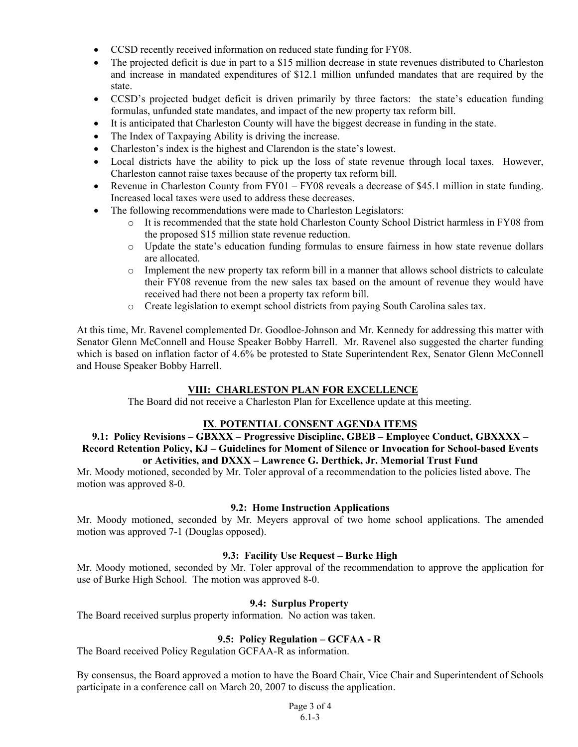- CCSD recently received information on reduced state funding for FY08.
- The projected deficit is due in part to a $15 million decrease in state revenues distributed to Charleston and increase in mandated expenditures of $12.1 million unfunded mandates that are required by the state.
- CCSD's projected budget deficit is driven primarily by three factors: the state's education funding formulas, unfunded state mandates, and impact of the new property tax reform bill.
- It is anticipated that Charleston County will have the biggest decrease in funding in the state.
- The Index of Taxpaying Ability is driving the increase.
- Charleston's index is the highest and Clarendon is the state's lowest.
- Local districts have the ability to pick up the loss of state revenue through local taxes. However, Charleston cannot raise taxes because of the property tax reform bill.
- Revenue in Charleston County from FY01 – FY08 reveals a decrease of $45.1 million in state funding. Increased local taxes were used to address these decreases.
- The following recommendations were made to Charleston Legislators:
  - It is recommended that the state hold Charleston County School District harmless in FY08 from the proposed $15 million state revenue reduction.
  - Update the state's education funding formulas to ensure fairness in how state revenue dollars are allocated.
  - Implement the new property tax reform bill in a manner that allows school districts to calculate their FY08 revenue from the new sales tax based on the amount of revenue they would have received had there not been a property tax reform bill.
  - Create legislation to exempt school districts from paying South Carolina sales tax.

At this time, Mr. Ravenel complemented Dr. Goodloe-Johnson and Mr. Kennedy for addressing this matter with Senator Glenn McConnell and House Speaker Bobby Harrell. Mr. Ravenel also suggested the charter funding which is based on inflation factor of 4.6% be protested to State Superintendent Rex, Senator Glenn McConnell and House Speaker Bobby Harrell.

## VIII: CHARLESTON PLAN FOR EXCELLENCE

The Board did not receive a Charleston Plan for Excellence update at this meeting.

## IX. POTENTIAL CONSENT AGENDA ITEMS

### 9.1: Policy Revisions – GBXXX – Progressive Discipline, GBEB – Employee Conduct, GBXXXX – Record Retention Policy, KJ – Guidelines for Moment of Silence or Invocation for School-based Events or Activities, and DXXX – Lawrence G. Derthick, Jr. Memorial Trust Fund

Mr. Moody motioned, seconded by Mr. Toler approval of a recommendation to the policies listed above. The motion was approved 8-0.

### 9.2: Home Instruction Applications

Mr. Moody motioned, seconded by Mr. Meyers approval of two home school applications. The amended motion was approved 7-1 (Douglas opposed).

### 9.3: Facility Use Request – Burke High

Mr. Moody motioned, seconded by Mr. Toler approval of the recommendation to approve the application for use of Burke High School. The motion was approved 8-0.

### 9.4: Surplus Property

The Board received surplus property information. No action was taken.

### 9.5: Policy Regulation – GCFAA - R

The Board received Policy Regulation GCFAA-R as information.

By consensus, the Board approved a motion to have the Board Chair, Vice Chair and Superintendent of Schools participate in a conference call on March 20, 2007 to discuss the application.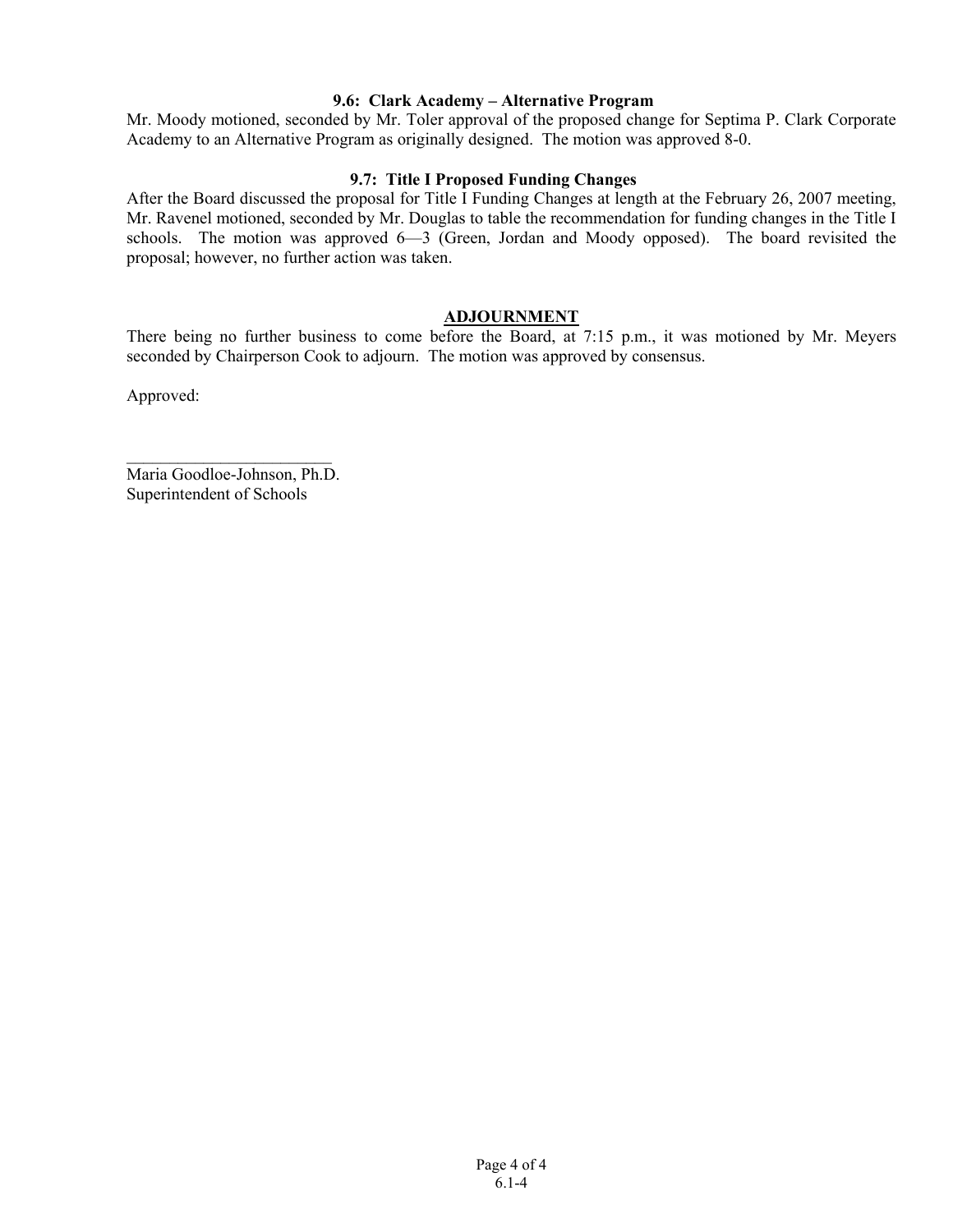### 9.6: Clark Academy – Alternative Program

Mr. Moody motioned, seconded by Mr. Toler approval of the proposed change for Septima P. Clark Corporate Academy to an Alternative Program as originally designed. The motion was approved 8-0.

### 9.7: Title I Proposed Funding Changes

After the Board discussed the proposal for Title I Funding Changes at length at the February 26, 2007 meeting, Mr. Ravenel motioned, seconded by Mr. Douglas to table the recommendation for funding changes in the Title I schools. The motion was approved 6—3 (Green, Jordan and Moody opposed). The board revisited the proposal; however, no further action was taken.

## ADJOURNMENT

There being no further business to come before the Board, at 7:15 p.m., it was motioned by Mr. Meyers seconded by Chairperson Cook to adjourn. The motion was approved by consensus.

Approved:

_________________________

Maria Goodloe-Johnson, Ph.D.
Superintendent of Schools

6.1-4